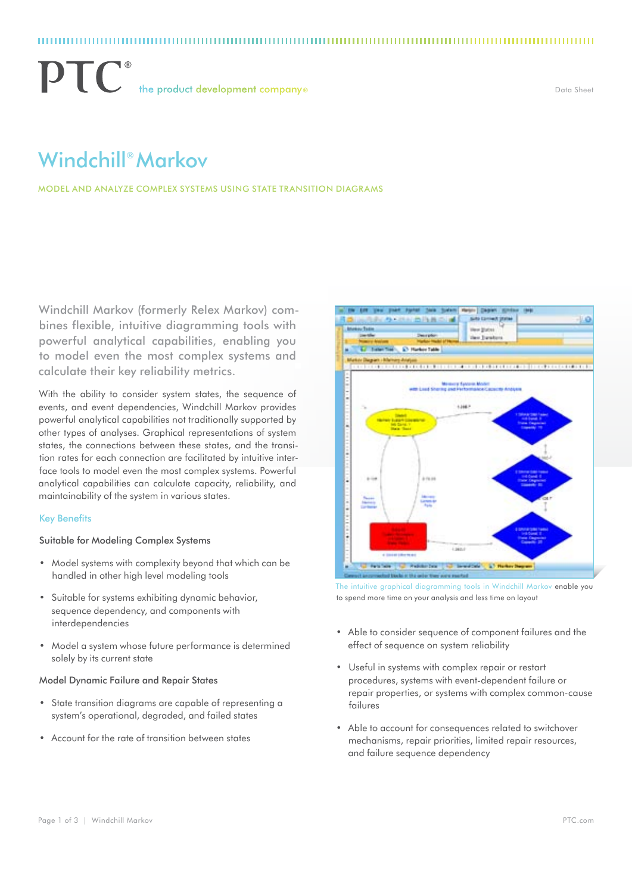PTC® the product development company®

Data Sheet

# Windchill® Markov

MODEL AND ANALYZE COMPLEX SYSTEMS USING STATE TRANSITION DIAGRAMS

Windchill Markov (formerly Relex Markov) combines flexible, intuitive diagramming tools with powerful analytical capabilities, enabling you to model even the most complex systems and calculate their key reliability metrics.

With the ability to consider system states, the sequence of events, and event dependencies, Windchill Markov provides powerful analytical capabilities not traditionally supported by other types of analyses. Graphical representations of system states, the connections between these states, and the transition rates for each connection are facilitated by intuitive interface tools to model even the most complex systems. Powerful analytical capabilities can calculate capacity, reliability, and maintainability of the system in various states.

## Key Benefits

### Suitable for Modeling Complex Systems

- Model systems with complexity beyond that which can be handled in other high level modeling tools
- Suitable for systems exhibiting dynamic behavior, sequence dependency, and components with interdependencies
- Model a system whose future performance is determined solely by its current state

### Model Dynamic Failure and Repair States

- State transition diagrams are capable of representing a system's operational, degraded, and failed states
- Account for the rate of transition between states

The intuitive graphical diagramming tools in Windchill Markov enable you to spend more time on your analysis and less time on layout

- Able to consider sequence of component failures and the effect of sequence on system reliability
- Useful in systems with complex repair or restart procedures, systems with event-dependent failure or repair properties, or systems with complex common-cause failures
- Able to account for consequences related to switchover mechanisms, repair priorities, limited repair resources, and failure sequence dependency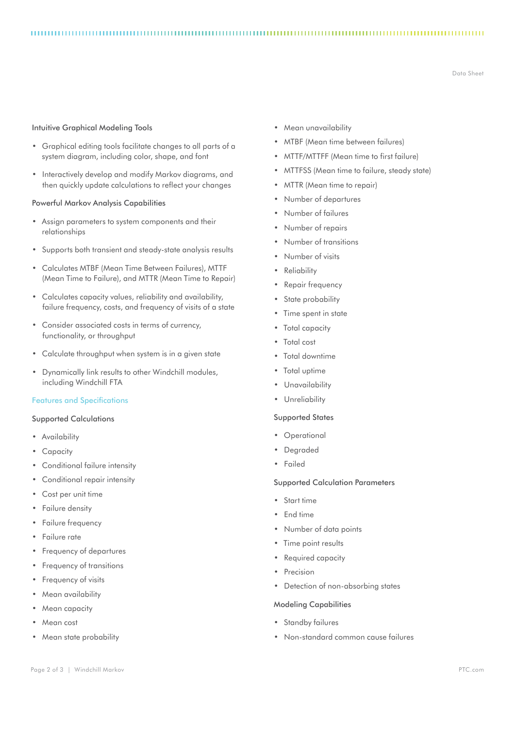### Intuitive Graphical Modeling Tools

- Graphical editing tools facilitate changes to all parts of a system diagram, including color, shape, and font
- Interactively develop and modify Markov diagrams, and then quickly update calculations to reflect your changes

### Powerful Markov Analysis Capabilities

- Assign parameters to system components and their relationships
- Supports both transient and steady-state analysis results
- Calculates MTBF (Mean Time Between Failures), MTTF (Mean Time to Failure), and MTTR (Mean Time to Repair)
- Calculates capacity values, reliability and availability, failure frequency, costs, and frequency of visits of a state
- Consider associated costs in terms of currency, functionality, or throughput
- Calculate throughput when system is in a given state
- Dynamically link results to other Windchill modules, including Windchill FTA

## Features and Specifications

### Supported Calculations

- Availability
- Capacity
- Conditional failure intensity
- Conditional repair intensity
- Cost per unit time
- Failure density
- Failure frequency
- Failure rate
- Frequency of departures
- Frequency of transitions
- Frequency of visits
- Mean availability
- Mean capacity
- Mean cost
- Mean state probability
- Mean unavailability
- MTBF (Mean time between failures)
- MTTF/MTTFF (Mean time to first failure)
- MTTFSS (Mean time to failure, steady state)
- MTTR (Mean time to repair)
- Number of departures
- Number of failures
- Number of repairs
- Number of transitions
- Number of visits
- Reliability
- Repair frequency
- State probability
- Time spent in state
- Total capacity
- Total cost
- Total downtime
- Total uptime
- Unavailability
- Unreliability

### Supported States

- Operational
- Degraded
- Failed

### Supported Calculation Parameters

- Start time
- End time
- Number of data points
- Time point results
- Required capacity
- Precision
- Detection of non-absorbing states

### Modeling Capabilities

- Standby failures
- Non-standard common cause failures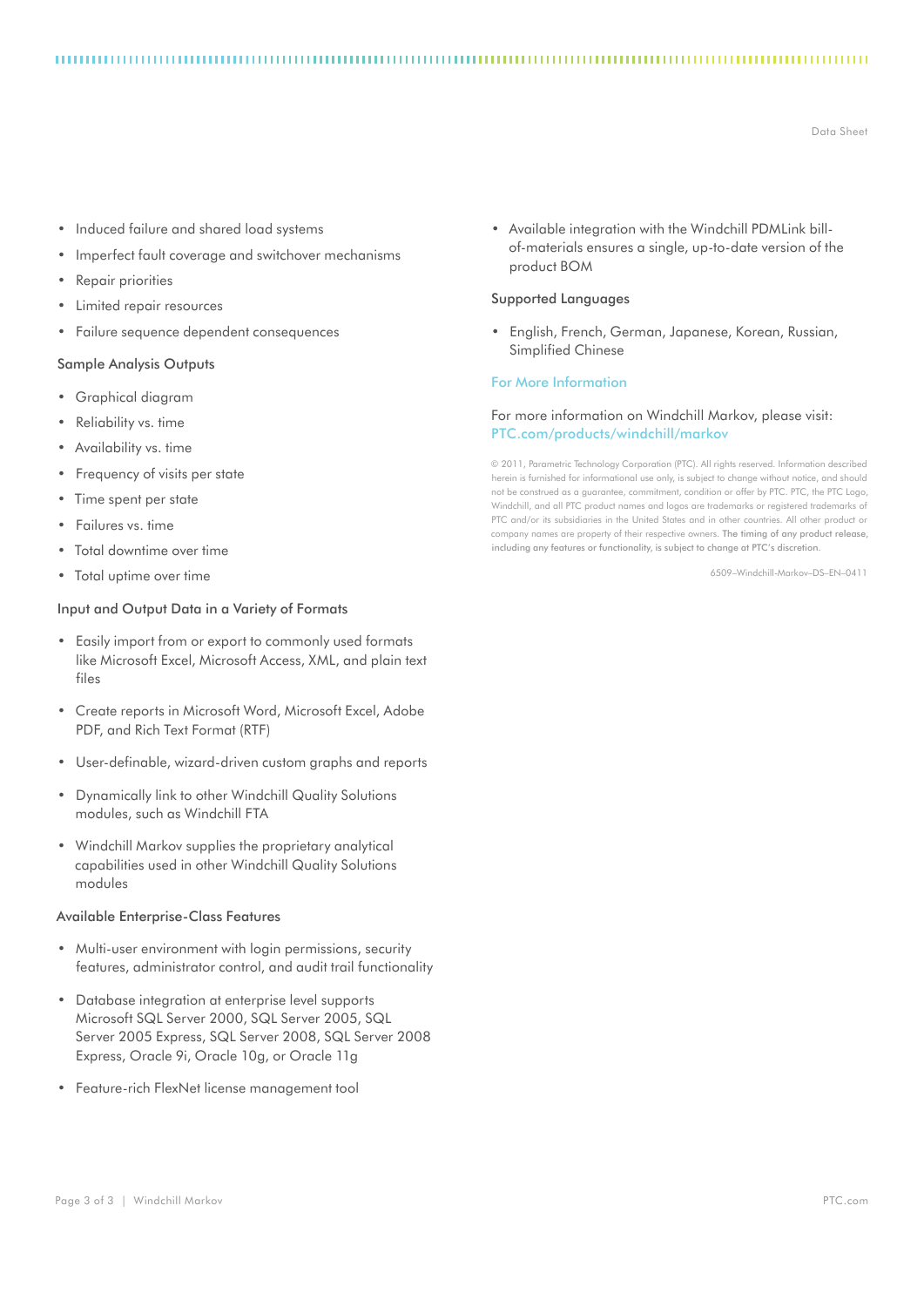- Induced failure and shared load systems
- Imperfect fault coverage and switchover mechanisms
- Repair priorities
- Limited repair resources
- Failure sequence dependent consequences

### Sample Analysis Outputs

- Graphical diagram
- Reliability vs. time
- Availability vs. time
- Frequency of visits per state
- Time spent per state
- Failures vs. time
- Total downtime over time
- Total uptime over time

### Input and Output Data in a Variety of Formats

- Easily import from or export to commonly used formats like Microsoft Excel, Microsoft Access, XML, and plain text files
- Create reports in Microsoft Word, Microsoft Excel, Adobe PDF, and Rich Text Format (RTF)
- User-definable, wizard-driven custom graphs and reports
- Dynamically link to other Windchill Quality Solutions modules, such as Windchill FTA
- Windchill Markov supplies the proprietary analytical capabilities used in other Windchill Quality Solutions modules

### Available Enterprise-Class Features

- Multi-user environment with login permissions, security features, administrator control, and audit trail functionality
- Database integration at enterprise level supports Microsoft SQL Server 2000, SQL Server 2005, SQL Server 2005 Express, SQL Server 2008, SQL Server 2008 Express, Oracle 9i, Oracle 10g, or Oracle 11g
- Feature-rich FlexNet license management tool
- Available integration with the Windchill PDMLink bill-of-materials ensures a single, up-to-date version of the product BOM

### Supported Languages

- English, French, German, Japanese, Korean, Russian, Simplified Chinese

## For More Information

For more information on Windchill Markov, please visit: PTC.com/products/windchill/markov

© 2011, Parametric Technology Corporation (PTC). All rights reserved. Information described herein is furnished for informational use only, is subject to change without notice, and should not be construed as a guarantee, commitment, condition or offer by PTC. PTC, the PTC Logo, Windchill, and all PTC product names and logos are trademarks or registered trademarks of PTC and/or its subsidiaries in the United States and in other countries. All other product or company names are property of their respective owners. The timing of any product release, including any features or functionality, is subject to change at PTC's discretion.

6509–Windchill-Markov–DS–EN–0411